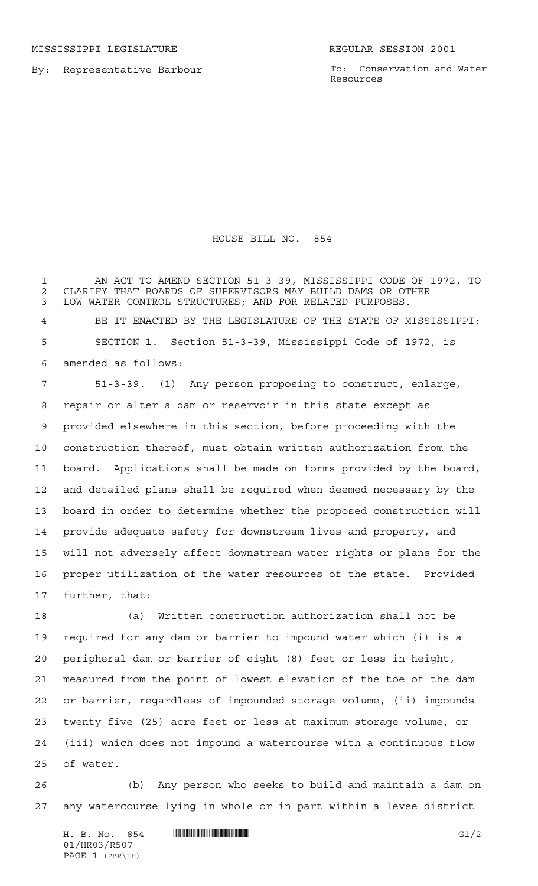MISSISSIPPI LEGISLATURE REGULAR SESSION 2001

By: Representative Barbour

To: Conservation and Water Resources

# HOUSE BILL NO. 854

AN ACT TO AMEND SECTION 51-3-39, MISSISSIPPI CODE OF 1972, TO CLARIFY THAT BOARDS OF SUPERVISORS MAY BUILD DAMS OR OTHER LOW-WATER CONTROL STRUCTURES; AND FOR RELATED PURPOSES.

BE IT ENACTED BY THE LEGISLATURE OF THE STATE OF MISSISSIPPI:

SECTION 1. Section 51-3-39, Mississippi Code of 1972, is amended as follows:

51-3-39. (1) Any person proposing to construct, enlarge, repair or alter a dam or reservoir in this state except as provided elsewhere in this section, before proceeding with the construction thereof, must obtain written authorization from the board. Applications shall be made on forms provided by the board, and detailed plans shall be required when deemed necessary by the board in order to determine whether the proposed construction will provide adequate safety for downstream lives and property, and will not adversely affect downstream water rights or plans for the proper utilization of the water resources of the state. Provided further, that:

(a) Written construction authorization shall not be required for any dam or barrier to impound water which (i) is a peripheral dam or barrier of eight (8) feet or less in height, measured from the point of lowest elevation of the toe of the dam or barrier, regardless of impounded storage volume, (ii) impounds twenty-five (25) acre-feet or less at maximum storage volume, or (iii) which does not impound a watercourse with a continuous flow of water.

(b) Any person who seeks to build and maintain a dam on any watercourse lying in whole or in part within a levee district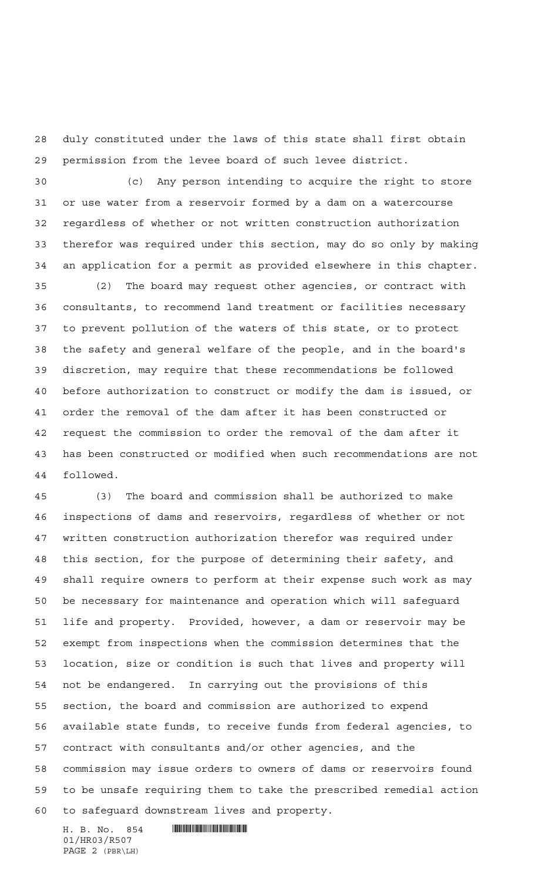duly constituted under the laws of this state shall first obtain permission from the levee board of such levee district.

(c) Any person intending to acquire the right to store or use water from a reservoir formed by a dam on a watercourse regardless of whether or not written construction authorization therefor was required under this section, may do so only by making an application for a permit as provided elsewhere in this chapter.

(2) The board may request other agencies, or contract with consultants, to recommend land treatment or facilities necessary to prevent pollution of the waters of this state, or to protect the safety and general welfare of the people, and in the board's discretion, may require that these recommendations be followed before authorization to construct or modify the dam is issued, or order the removal of the dam after it has been constructed or request the commission to order the removal of the dam after it has been constructed or modified when such recommendations are not followed.

(3) The board and commission shall be authorized to make inspections of dams and reservoirs, regardless of whether or not written construction authorization therefor was required under this section, for the purpose of determining their safety, and shall require owners to perform at their expense such work as may be necessary for maintenance and operation which will safeguard life and property. Provided, however, a dam or reservoir may be exempt from inspections when the commission determines that the location, size or condition is such that lives and property will not be endangered. In carrying out the provisions of this section, the board and commission are authorized to expend available state funds, to receive funds from federal agencies, to contract with consultants and/or other agencies, and the commission may issue orders to owners of dams or reservoirs found to be unsafe requiring them to take the prescribed remedial action to safeguard downstream lives and property.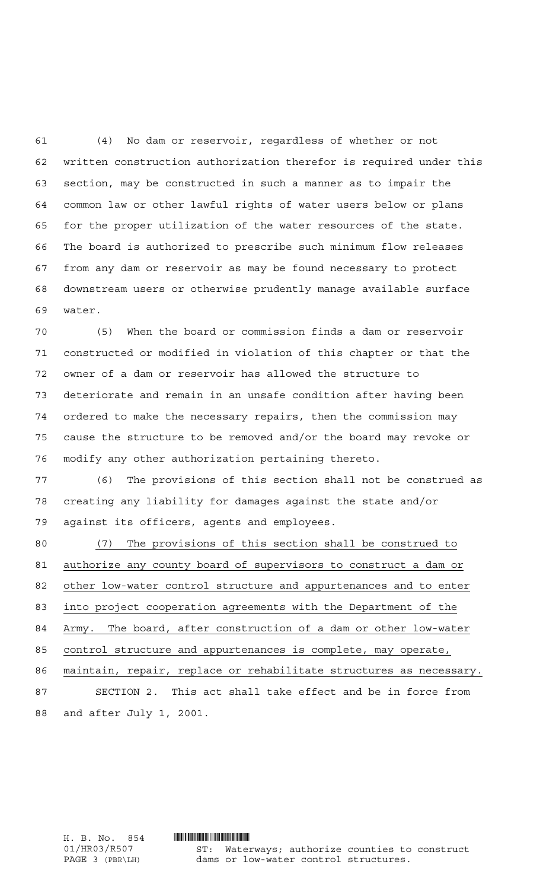(4) No dam or reservoir, regardless of whether or not written construction authorization therefor is required under this section, may be constructed in such a manner as to impair the common law or other lawful rights of water users below or plans for the proper utilization of the water resources of the state. The board is authorized to prescribe such minimum flow releases from any dam or reservoir as may be found necessary to protect downstream users or otherwise prudently manage available surface water.

(5) When the board or commission finds a dam or reservoir constructed or modified in violation of this chapter or that the owner of a dam or reservoir has allowed the structure to deteriorate and remain in an unsafe condition after having been ordered to make the necessary repairs, then the commission may cause the structure to be removed and/or the board may revoke or modify any other authorization pertaining thereto.

(6) The provisions of this section shall not be construed as creating any liability for damages against the state and/or against its officers, agents and employees.

<u>(7) The provisions of this section shall be construed to authorize any county board of supervisors to construct a dam or other low-water control structure and appurtenances and to enter into project cooperation agreements with the Department of the Army. The board, after construction of a dam or other low-water control structure and appurtenances is complete, may operate, maintain, repair, replace or rehabilitate structures as necessary.</u>

SECTION 2. This act shall take effect and be in force from and after July 1, 2001.

H. B. No. 854
01/HR03/R507
ST: Waterways; authorize counties to construct dams or low-water control structures.